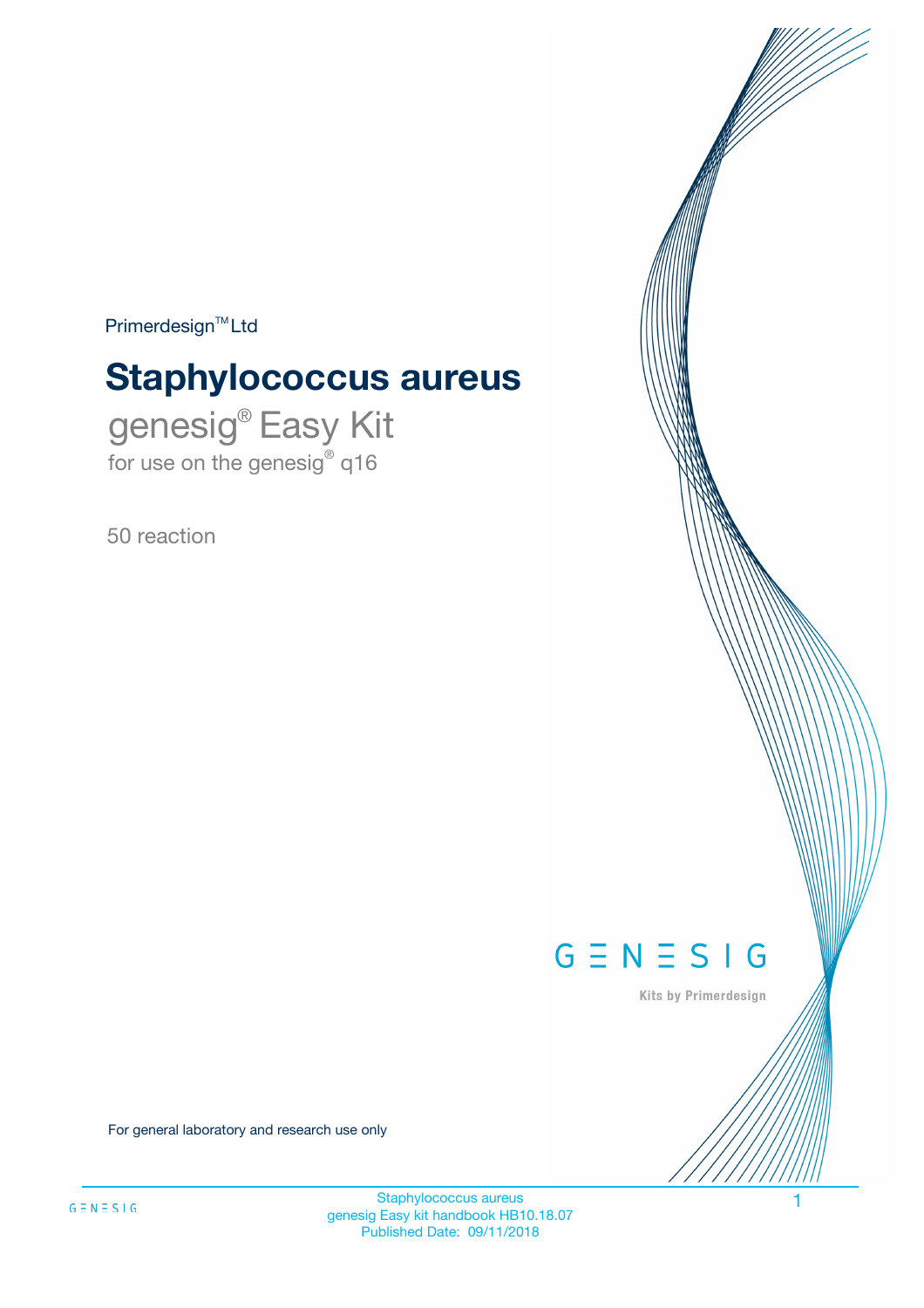Primerdesign™ Ltd

# Staphylococcus aureus

## genesig® Easy Kit

for use on the genesig® q16

50 reaction

GENESIG

Kits by Primerdesign

For general laboratory and research use only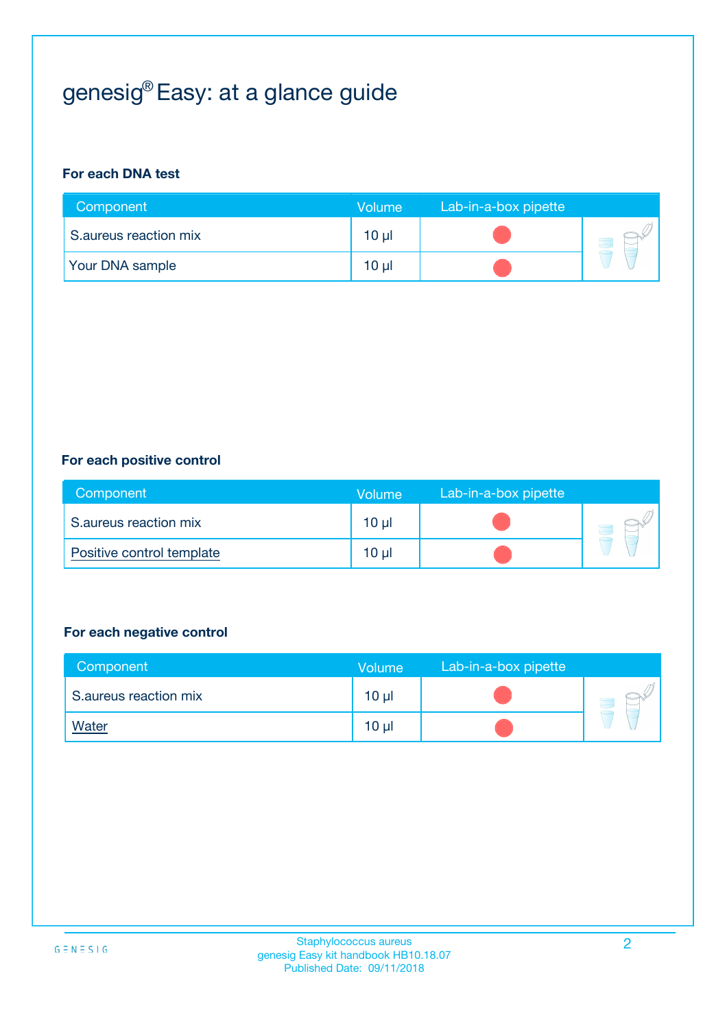# genesig® Easy: at a glance guide

### For each DNA test

| Component | Volume | Lab-in-a-box pipette |
|---|---|---|
| S.aureus reaction mix | 10 µl | ● |
| Your DNA sample | 10 µl | ● |

### For each positive control

| Component | Volume | Lab-in-a-box pipette |
|---|---|---|
| S.aureus reaction mix | 10 µl | ● |
| Positive control template | 10 µl | ● |

### For each negative control

| Component | Volume | Lab-in-a-box pipette |
|---|---|---|
| S.aureus reaction mix | 10 µl | ● |
| Water | 10 µl | ● |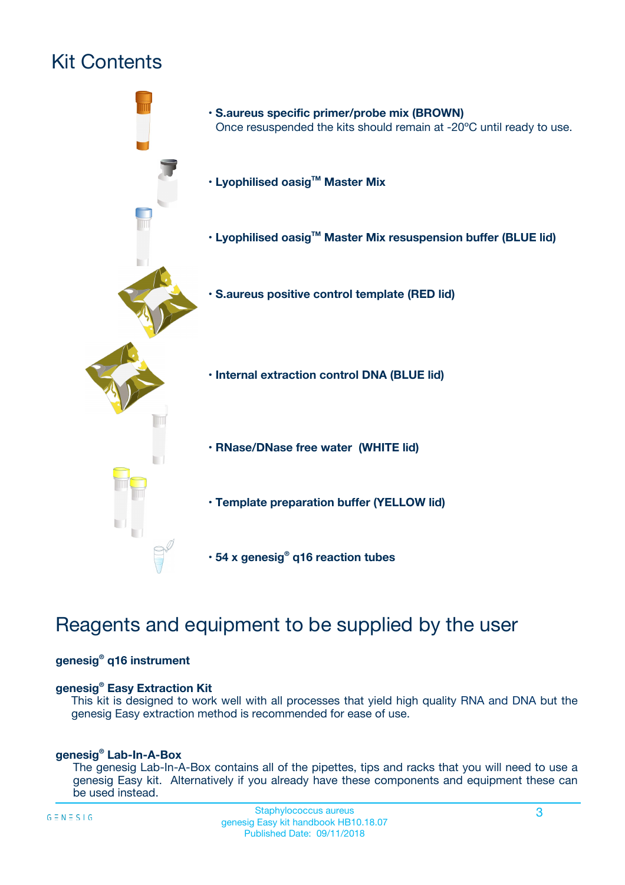# Kit Contents

- **S.aureus specific primer/probe mix (BROWN)**
  Once resuspended the kits should remain at -20ºC until ready to use.
- **Lyophilised oasig™ Master Mix**
- **Lyophilised oasig™ Master Mix resuspension buffer (BLUE lid)**
- **S.aureus positive control template (RED lid)**
- **Internal extraction control DNA (BLUE lid)**
- **RNase/DNase free water (WHITE lid)**
- **Template preparation buffer (YELLOW lid)**
- **54 x genesig® q16 reaction tubes**

# Reagents and equipment to be supplied by the user

**genesig® q16 instrument**

**genesig® Easy Extraction Kit**

This kit is designed to work well with all processes that yield high quality RNA and DNA but the genesig Easy extraction method is recommended for ease of use.

**genesig® Lab-In-A-Box**

The genesig Lab-In-A-Box contains all of the pipettes, tips and racks that you will need to use a genesig Easy kit. Alternatively if you already have these components and equipment these can be used instead.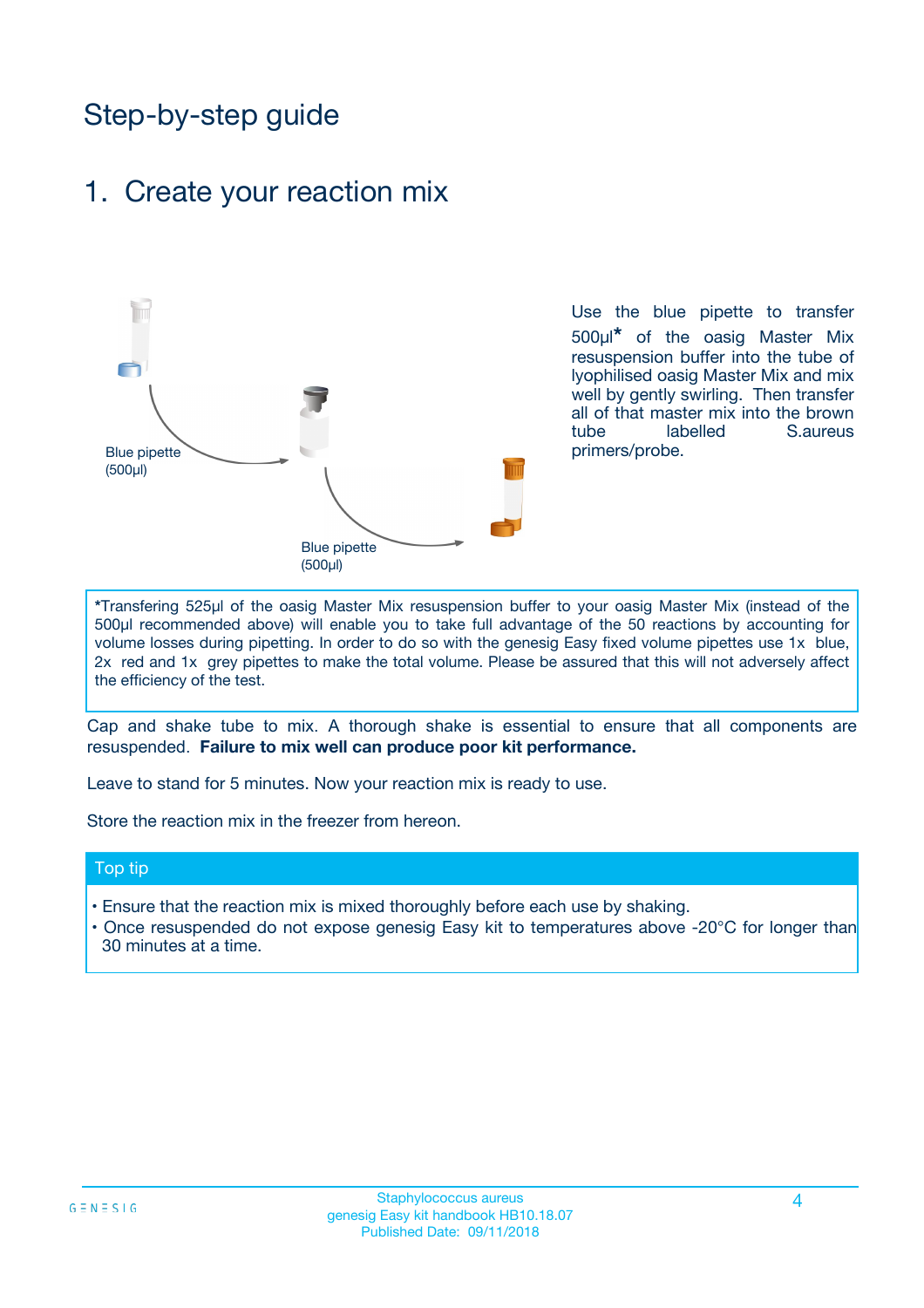# Step-by-step guide

## 1. Create your reaction mix

Blue pipette (500µl)

Blue pipette (500µl)

Use the blue pipette to transfer 500µl* of the oasig Master Mix resuspension buffer into the tube of lyophilised oasig Master Mix and mix well by gently swirling. Then transfer all of that master mix into the brown tube labelled S.aureus primers/probe.

*Transfering 525µl of the oasig Master Mix resuspension buffer to your oasig Master Mix (instead of the 500µl recommended above) will enable you to take full advantage of the 50 reactions by accounting for volume losses during pipetting. In order to do so with the genesig Easy fixed volume pipettes use 1x blue, 2x red and 1x grey pipettes to make the total volume. Please be assured that this will not adversely affect the efficiency of the test.

Cap and shake tube to mix. A thorough shake is essential to ensure that all components are resuspended. **Failure to mix well can produce poor kit performance.**

Leave to stand for 5 minutes. Now your reaction mix is ready to use.

Store the reaction mix in the freezer from hereon.

### Top tip

- Ensure that the reaction mix is mixed thoroughly before each use by shaking.
- Once resuspended do not expose genesig Easy kit to temperatures above -20°C for longer than 30 minutes at a time.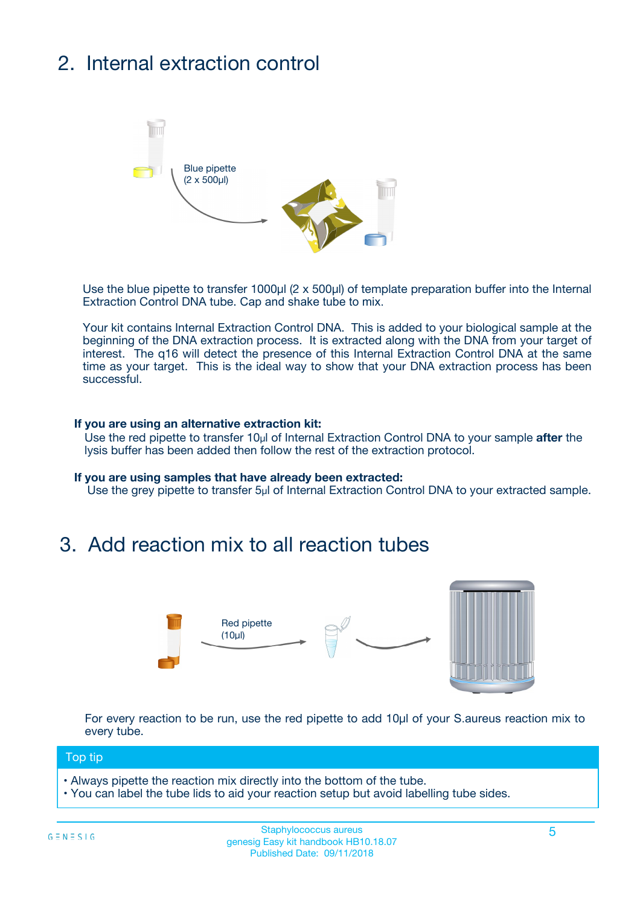## 2. Internal extraction control

Blue pipette
(2 x 500µl)

Use the blue pipette to transfer 1000µl (2 x 500µl) of template preparation buffer into the Internal Extraction Control DNA tube. Cap and shake tube to mix.

Your kit contains Internal Extraction Control DNA. This is added to your biological sample at the beginning of the DNA extraction process. It is extracted along with the DNA from your target of interest. The q16 will detect the presence of this Internal Extraction Control DNA at the same time as your target. This is the ideal way to show that your DNA extraction process has been successful.

**If you are using an alternative extraction kit:**
Use the red pipette to transfer 10µl of Internal Extraction Control DNA to your sample **after** the lysis buffer has been added then follow the rest of the extraction protocol.

**If you are using samples that have already been extracted:**
Use the grey pipette to transfer 5µl of Internal Extraction Control DNA to your extracted sample.

## 3. Add reaction mix to all reaction tubes

Red pipette
(10µl)

For every reaction to be run, use the red pipette to add 10µl of your S.aureus reaction mix to every tube.

**Top tip**

- Always pipette the reaction mix directly into the bottom of the tube.
- You can label the tube lids to aid your reaction setup but avoid labelling tube sides.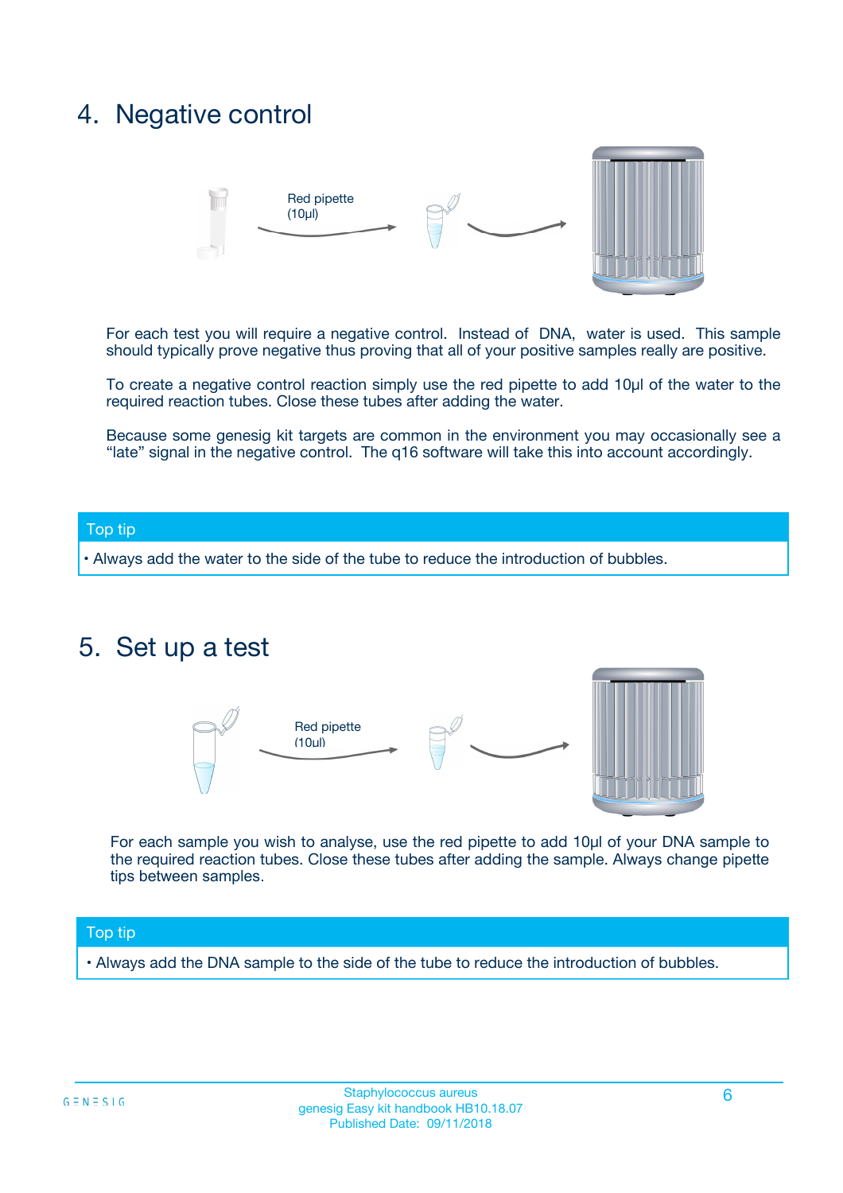## 4. Negative control

Red pipette (10µl)

For each test you will require a negative control. Instead of DNA, water is used. This sample should typically prove negative thus proving that all of your positive samples really are positive.

To create a negative control reaction simply use the red pipette to add 10µl of the water to the required reaction tubes. Close these tubes after adding the water.

Because some genesig kit targets are common in the environment you may occasionally see a "late" signal in the negative control. The q16 software will take this into account accordingly.

**Top tip**

- Always add the water to the side of the tube to reduce the introduction of bubbles.

## 5. Set up a test

Red pipette (10µl)

For each sample you wish to analyse, use the red pipette to add 10µl of your DNA sample to the required reaction tubes. Close these tubes after adding the sample. Always change pipette tips between samples.

**Top tip**

- Always add the DNA sample to the side of the tube to reduce the introduction of bubbles.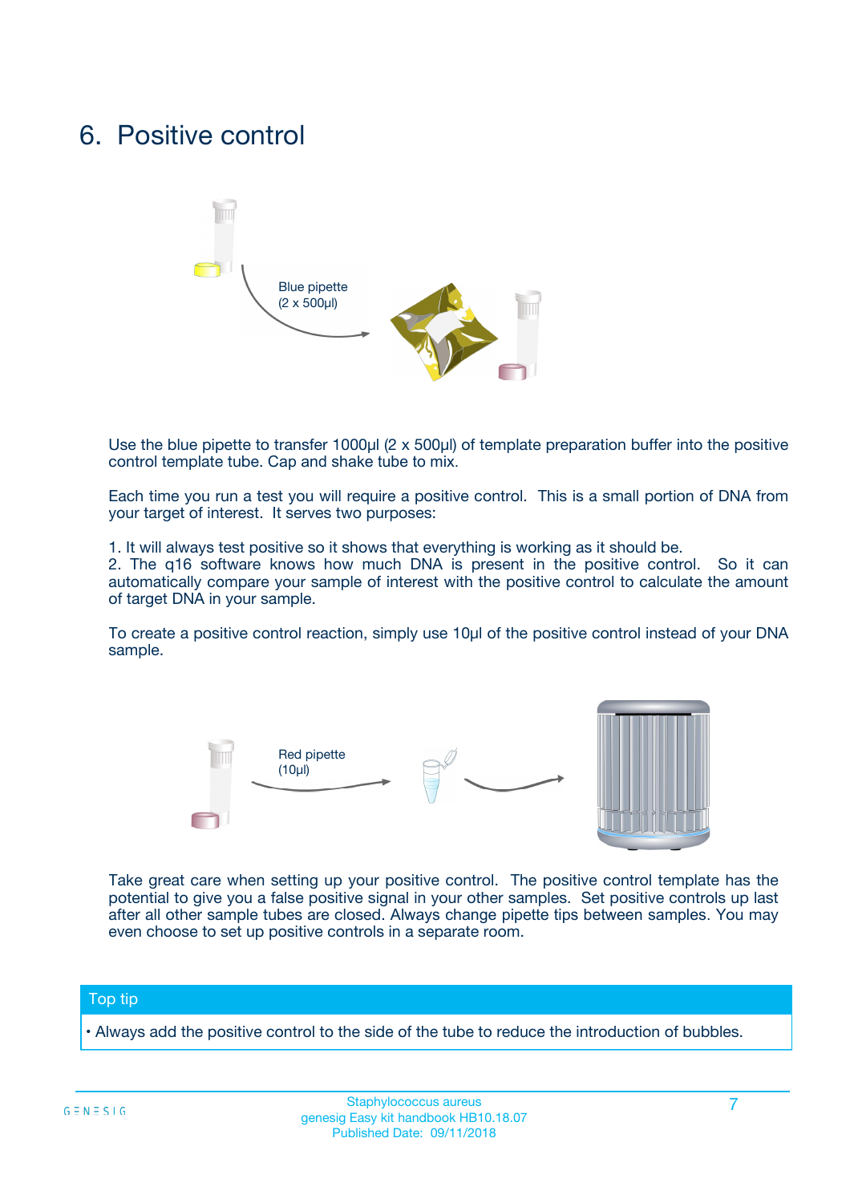# 6. Positive control

Blue pipette
(2 x 500µl)

Use the blue pipette to transfer 1000µl (2 x 500µl) of template preparation buffer into the positive control template tube. Cap and shake tube to mix.

Each time you run a test you will require a positive control. This is a small portion of DNA from your target of interest. It serves two purposes:

1. It will always test positive so it shows that everything is working as it should be.
2. The q16 software knows how much DNA is present in the positive control. So it can automatically compare your sample of interest with the positive control to calculate the amount of target DNA in your sample.

To create a positive control reaction, simply use 10µl of the positive control instead of your DNA sample.

Red pipette
(10µl)

Take great care when setting up your positive control. The positive control template has the potential to give you a false positive signal in your other samples. Set positive controls up last after all other sample tubes are closed. Always change pipette tips between samples. You may even choose to set up positive controls in a separate room.

**Top tip**

- Always add the positive control to the side of the tube to reduce the introduction of bubbles.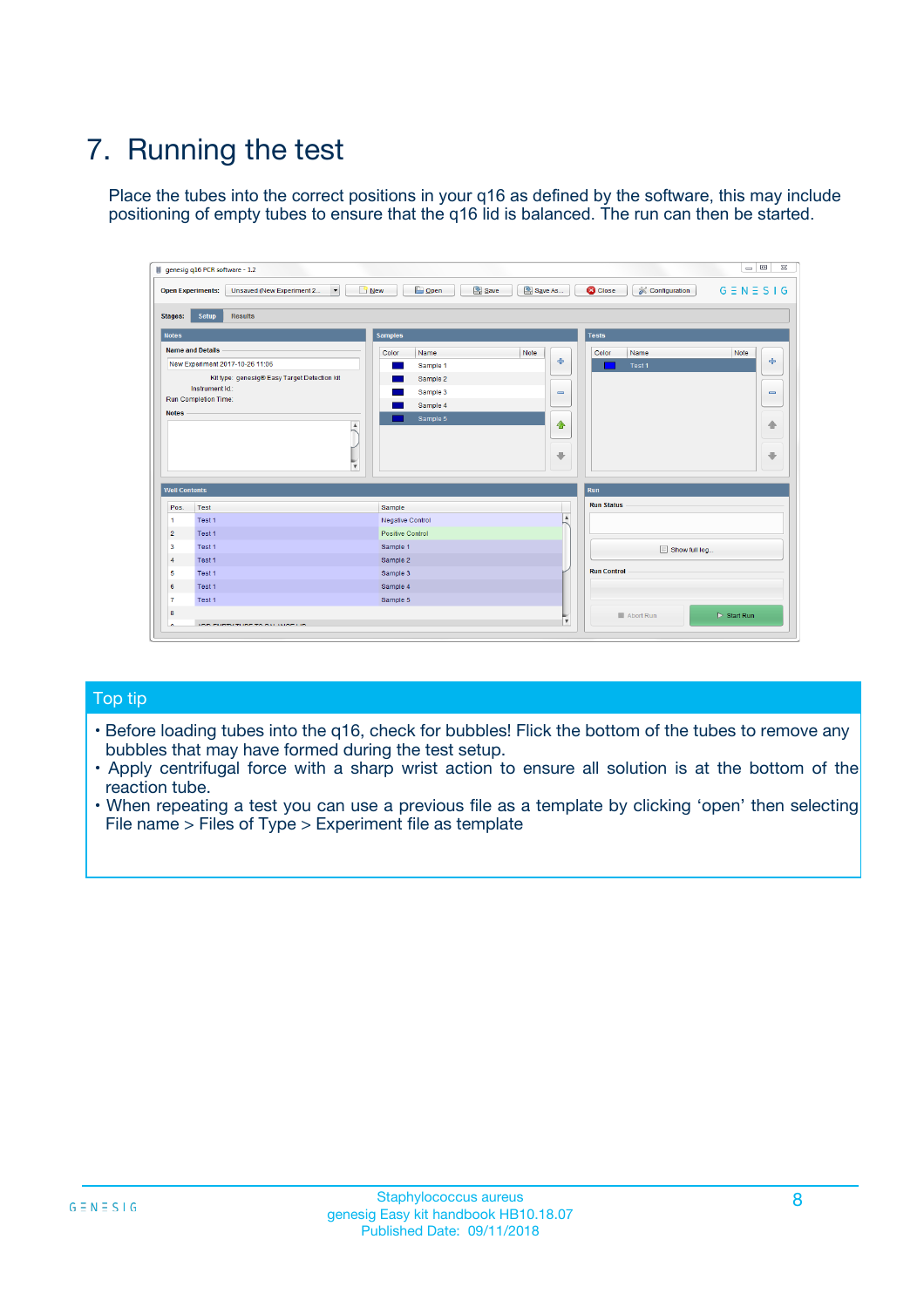# 7. Running the test

Place the tubes into the correct positions in your q16 as defined by the software, this may include positioning of empty tubes to ensure that the q16 lid is balanced. The run can then be started.

## Top tip

- Before loading tubes into the q16, check for bubbles! Flick the bottom of the tubes to remove any bubbles that may have formed during the test setup.
- Apply centrifugal force with a sharp wrist action to ensure all solution is at the bottom of the reaction tube.
- When repeating a test you can use a previous file as a template by clicking 'open' then selecting File name > Files of Type > Experiment file as template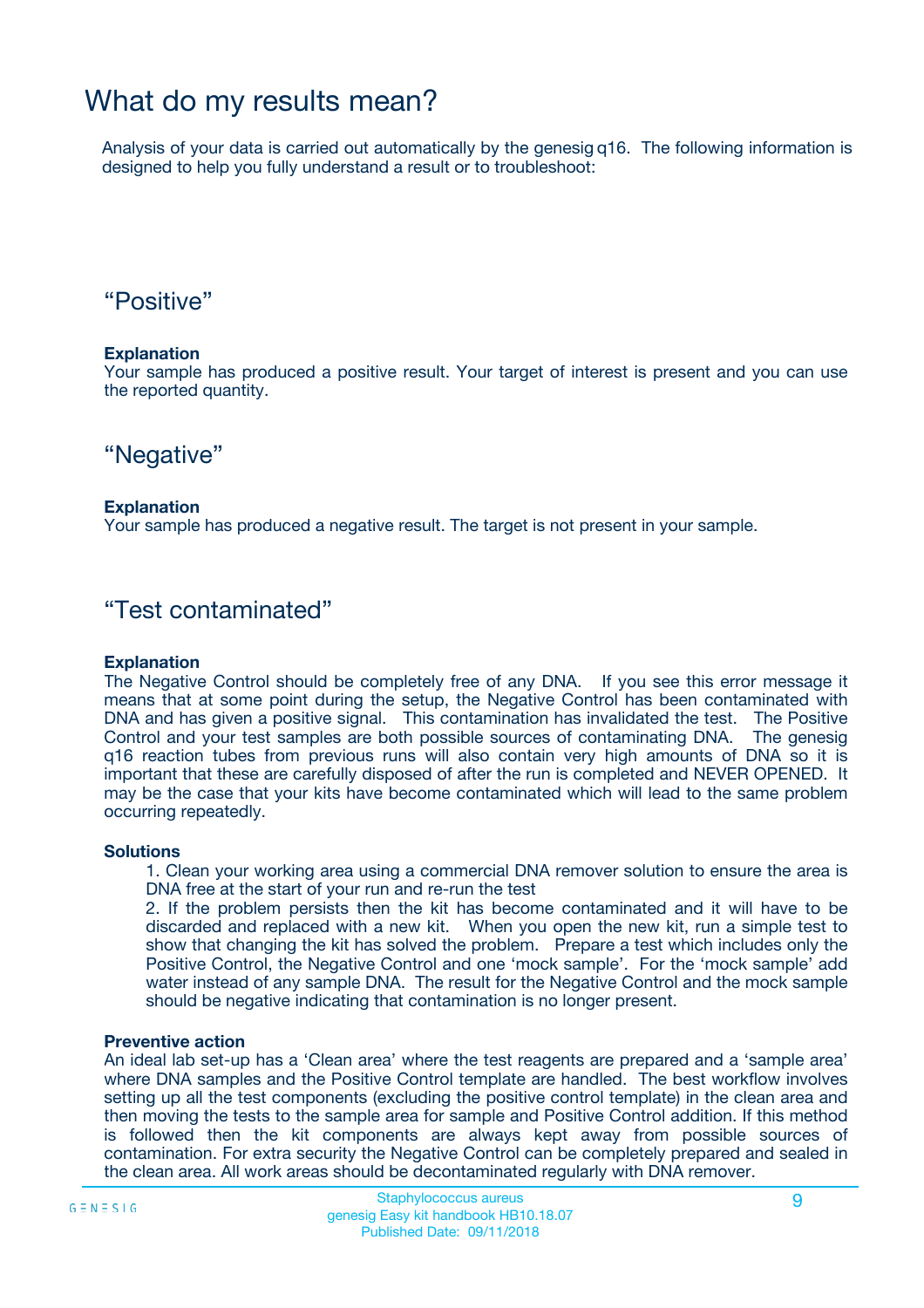# What do my results mean?

Analysis of your data is carried out automatically by the genesig q16. The following information is designed to help you fully understand a result or to troubleshoot:

## “Positive”

**Explanation**
Your sample has produced a positive result. Your target of interest is present and you can use the reported quantity.

## “Negative”

**Explanation**
Your sample has produced a negative result. The target is not present in your sample.

## “Test contaminated”

**Explanation**
The Negative Control should be completely free of any DNA. If you see this error message it means that at some point during the setup, the Negative Control has been contaminated with DNA and has given a positive signal. This contamination has invalidated the test. The Positive Control and your test samples are both possible sources of contaminating DNA. The genesig q16 reaction tubes from previous runs will also contain very high amounts of DNA so it is important that these are carefully disposed of after the run is completed and NEVER OPENED. It may be the case that your kits have become contaminated which will lead to the same problem occurring repeatedly.

**Solutions**

1. Clean your working area using a commercial DNA remover solution to ensure the area is DNA free at the start of your run and re-run the test
2. If the problem persists then the kit has become contaminated and it will have to be discarded and replaced with a new kit. When you open the new kit, run a simple test to show that changing the kit has solved the problem. Prepare a test which includes only the Positive Control, the Negative Control and one ‘mock sample’. For the ‘mock sample’ add water instead of any sample DNA. The result for the Negative Control and the mock sample should be negative indicating that contamination is no longer present.

**Preventive action**
An ideal lab set-up has a ‘Clean area’ where the test reagents are prepared and a ‘sample area’ where DNA samples and the Positive Control template are handled. The best workflow involves setting up all the test components (excluding the positive control template) in the clean area and then moving the tests to the sample area for sample and Positive Control addition. If this method is followed then the kit components are always kept away from possible sources of contamination. For extra security the Negative Control can be completely prepared and sealed in the clean area. All work areas should be decontaminated regularly with DNA remover.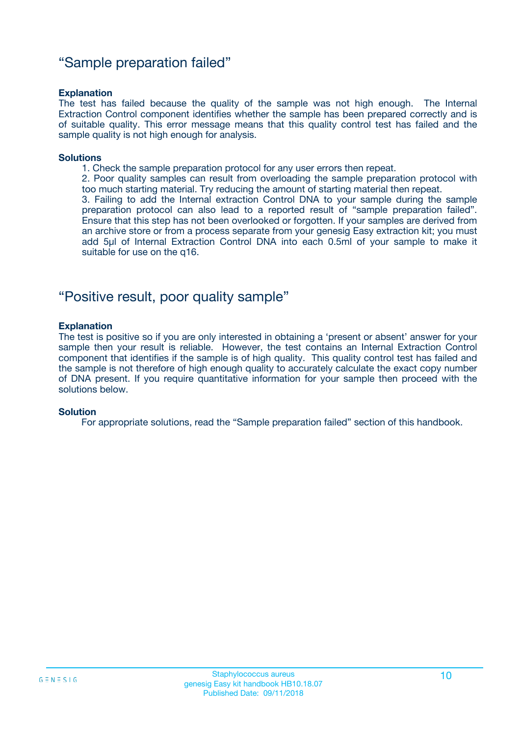## "Sample preparation failed"

**Explanation**

The test has failed because the quality of the sample was not high enough. The Internal Extraction Control component identifies whether the sample has been prepared correctly and is of suitable quality. This error message means that this quality control test has failed and the sample quality is not high enough for analysis.

**Solutions**

1. Check the sample preparation protocol for any user errors then repeat.
2. Poor quality samples can result from overloading the sample preparation protocol with too much starting material. Try reducing the amount of starting material then repeat.
3. Failing to add the Internal extraction Control DNA to your sample during the sample preparation protocol can also lead to a reported result of "sample preparation failed". Ensure that this step has not been overlooked or forgotten. If your samples are derived from an archive store or from a process separate from your genesig Easy extraction kit; you must add 5µl of Internal Extraction Control DNA into each 0.5ml of your sample to make it suitable for use on the q16.

## "Positive result, poor quality sample"

**Explanation**

The test is positive so if you are only interested in obtaining a 'present or absent' answer for your sample then your result is reliable. However, the test contains an Internal Extraction Control component that identifies if the sample is of high quality. This quality control test has failed and the sample is not therefore of high enough quality to accurately calculate the exact copy number of DNA present. If you require quantitative information for your sample then proceed with the solutions below.

**Solution**

For appropriate solutions, read the "Sample preparation failed" section of this handbook.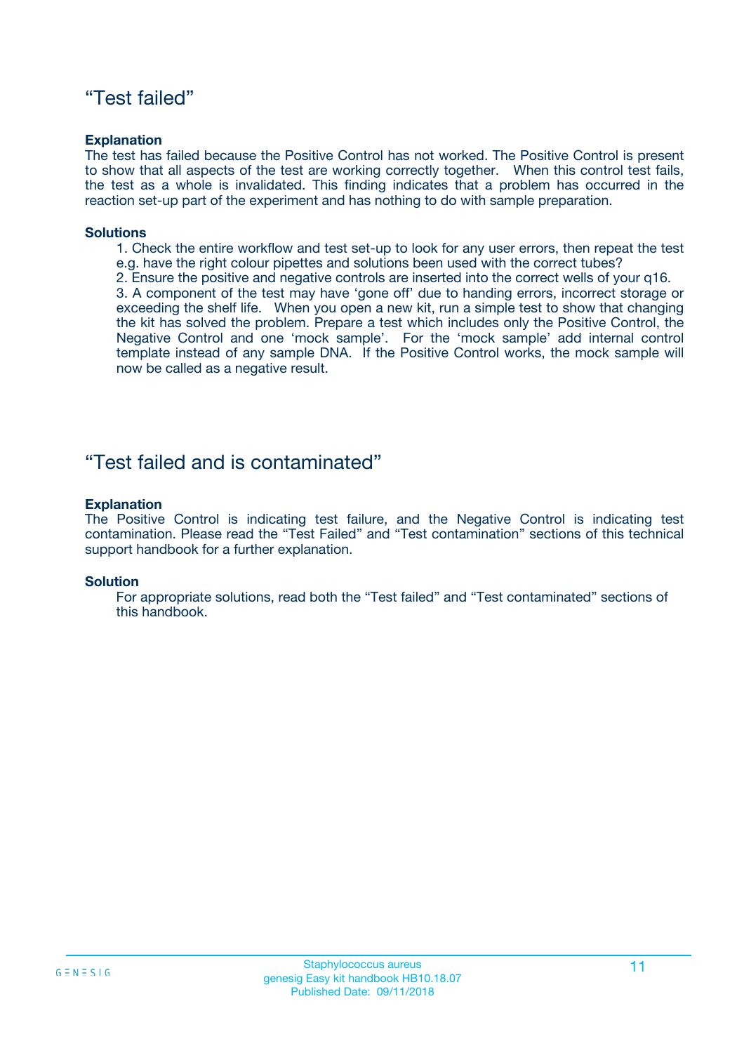## “Test failed”

**Explanation**

The test has failed because the Positive Control has not worked. The Positive Control is present to show that all aspects of the test are working correctly together. When this control test fails, the test as a whole is invalidated. This finding indicates that a problem has occurred in the reaction set-up part of the experiment and has nothing to do with sample preparation.

**Solutions**

1. Check the entire workflow and test set-up to look for any user errors, then repeat the test e.g. have the right colour pipettes and solutions been used with the correct tubes?
2. Ensure the positive and negative controls are inserted into the correct wells of your q16.
3. A component of the test may have ‘gone off’ due to handing errors, incorrect storage or exceeding the shelf life. When you open a new kit, run a simple test to show that changing the kit has solved the problem. Prepare a test which includes only the Positive Control, the Negative Control and one ‘mock sample’. For the ‘mock sample’ add internal control template instead of any sample DNA. If the Positive Control works, the mock sample will now be called as a negative result.

## “Test failed and is contaminated”

**Explanation**

The Positive Control is indicating test failure, and the Negative Control is indicating test contamination. Please read the “Test Failed” and “Test contamination” sections of this technical support handbook for a further explanation.

**Solution**

For appropriate solutions, read both the “Test failed” and “Test contaminated” sections of this handbook.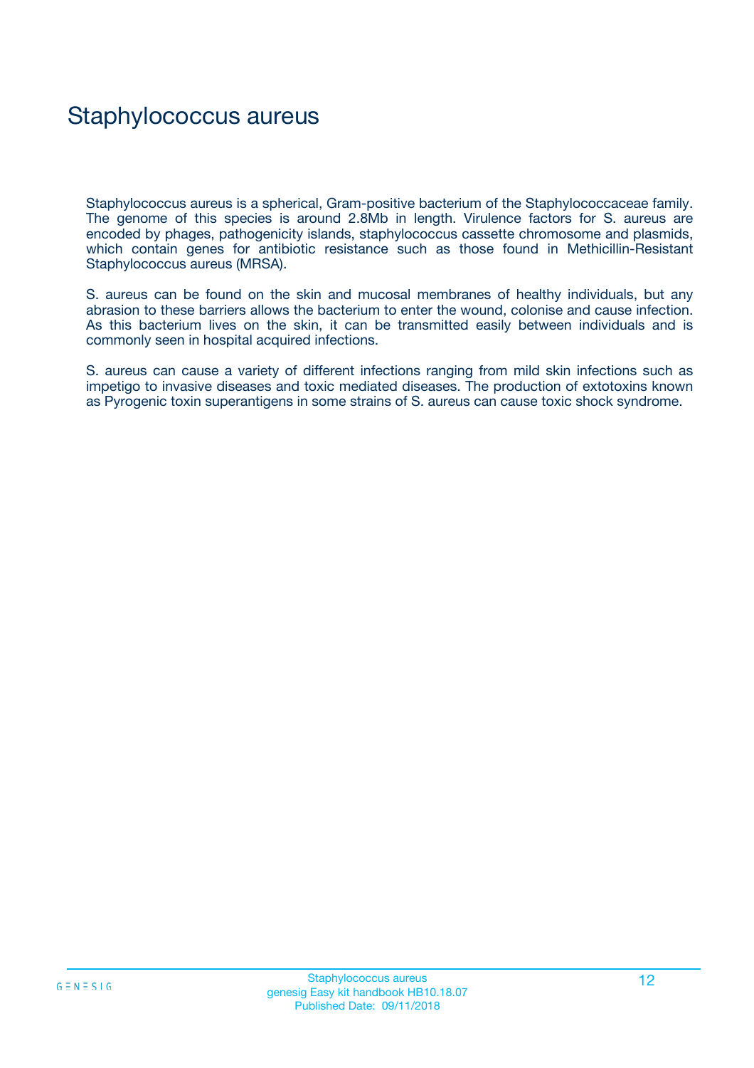# Staphylococcus aureus

Staphylococcus aureus is a spherical, Gram-positive bacterium of the Staphylococcaceae family. The genome of this species is around 2.8Mb in length. Virulence factors for S. aureus are encoded by phages, pathogenicity islands, staphylococcus cassette chromosome and plasmids, which contain genes for antibiotic resistance such as those found in Methicillin-Resistant Staphylococcus aureus (MRSA).

S. aureus can be found on the skin and mucosal membranes of healthy individuals, but any abrasion to these barriers allows the bacterium to enter the wound, colonise and cause infection. As this bacterium lives on the skin, it can be transmitted easily between individuals and is commonly seen in hospital acquired infections.

S. aureus can cause a variety of different infections ranging from mild skin infections such as impetigo to invasive diseases and toxic mediated diseases. The production of extotoxins known as Pyrogenic toxin superantigens in some strains of S. aureus can cause toxic shock syndrome.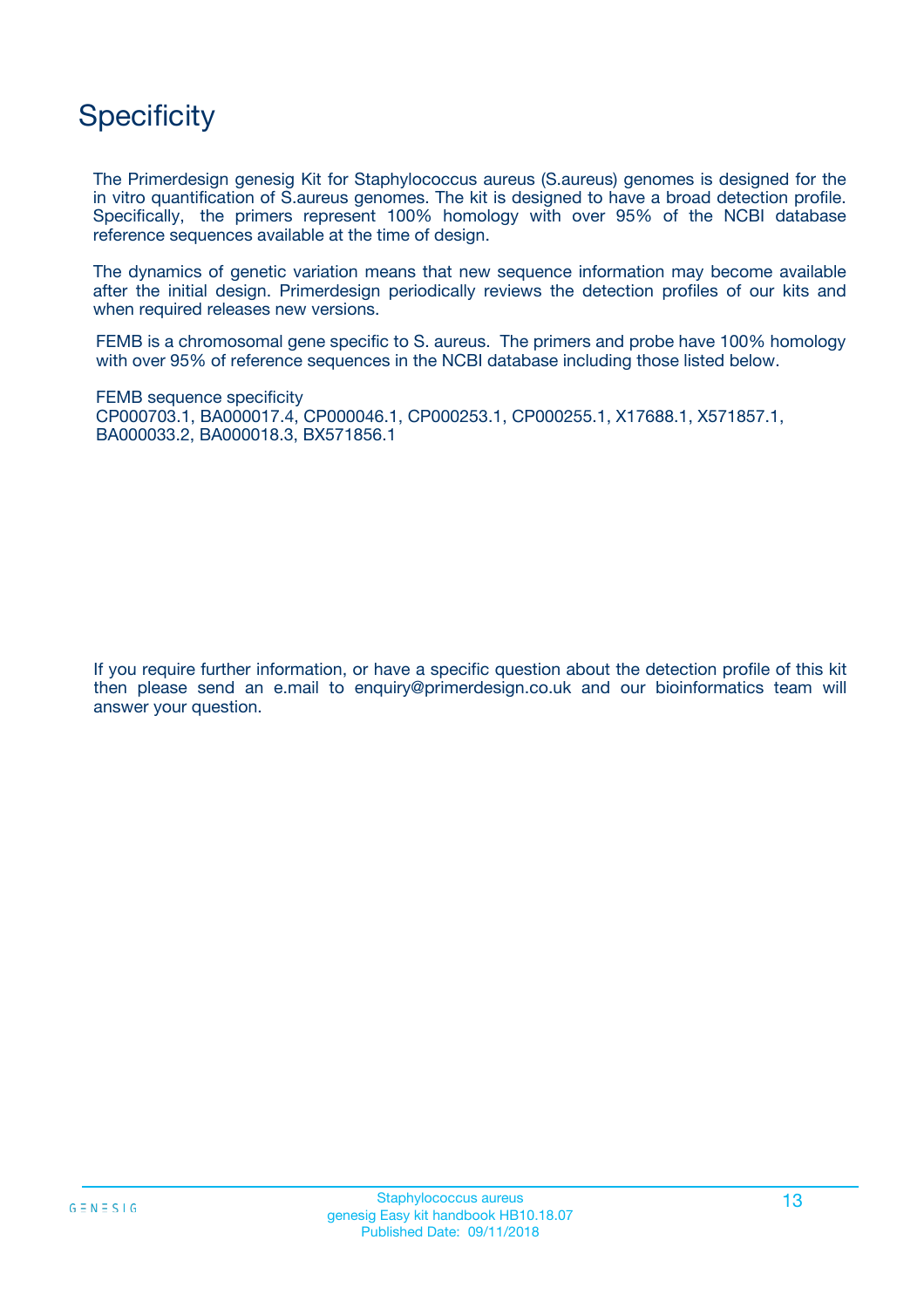# Specificity

The Primerdesign genesig Kit for Staphylococcus aureus (S.aureus) genomes is designed for the in vitro quantification of S.aureus genomes. The kit is designed to have a broad detection profile. Specifically, the primers represent 100% homology with over 95% of the NCBI database reference sequences available at the time of design.

The dynamics of genetic variation means that new sequence information may become available after the initial design. Primerdesign periodically reviews the detection profiles of our kits and when required releases new versions.

FEMB is a chromosomal gene specific to S. aureus. The primers and probe have 100% homology with over 95% of reference sequences in the NCBI database including those listed below.

FEMB sequence specificity
CP000703.1, BA000017.4, CP000046.1, CP000253.1, CP000255.1, X17688.1, X571857.1, BA000033.2, BA000018.3, BX571856.1

If you require further information, or have a specific question about the detection profile of this kit then please send an e.mail to enquiry@primerdesign.co.uk and our bioinformatics team will answer your question.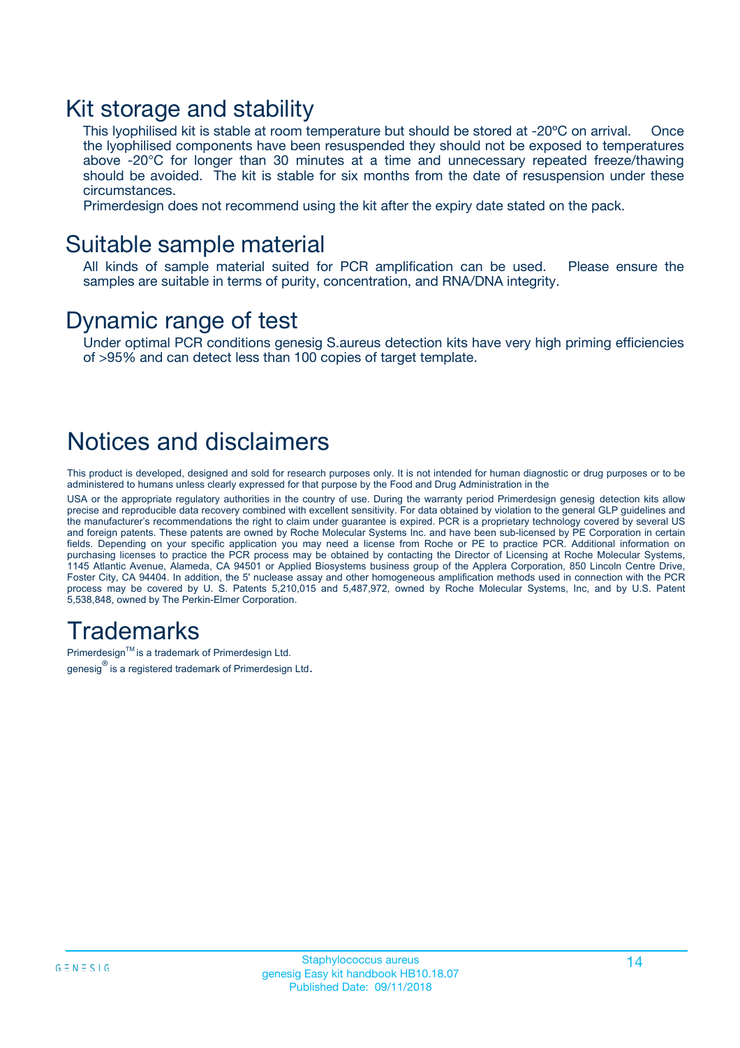# Kit storage and stability

This lyophilised kit is stable at room temperature but should be stored at -20ºC on arrival. Once the lyophilised components have been resuspended they should not be exposed to temperatures above -20°C for longer than 30 minutes at a time and unnecessary repeated freeze/thawing should be avoided. The kit is stable for six months from the date of resuspension under these circumstances.

Primerdesign does not recommend using the kit after the expiry date stated on the pack.

# Suitable sample material

All kinds of sample material suited for PCR amplification can be used. Please ensure the samples are suitable in terms of purity, concentration, and RNA/DNA integrity.

# Dynamic range of test

Under optimal PCR conditions genesig S.aureus detection kits have very high priming efficiencies of >95% and can detect less than 100 copies of target template.

# Notices and disclaimers

This product is developed, designed and sold for research purposes only. It is not intended for human diagnostic or drug purposes or to be administered to humans unless clearly expressed for that purpose by the Food and Drug Administration in the

USA or the appropriate regulatory authorities in the country of use. During the warranty period Primerdesign genesig detection kits allow precise and reproducible data recovery combined with excellent sensitivity. For data obtained by violation to the general GLP guidelines and the manufacturer's recommendations the right to claim under guarantee is expired. PCR is a proprietary technology covered by several US and foreign patents. These patents are owned by Roche Molecular Systems Inc. and have been sub-licensed by PE Corporation in certain fields. Depending on your specific application you may need a license from Roche or PE to practice PCR. Additional information on purchasing licenses to practice the PCR process may be obtained by contacting the Director of Licensing at Roche Molecular Systems, 1145 Atlantic Avenue, Alameda, CA 94501 or Applied Biosystems business group of the Applera Corporation, 850 Lincoln Centre Drive, Foster City, CA 94404. In addition, the 5' nuclease assay and other homogeneous amplification methods used in connection with the PCR process may be covered by U. S. Patents 5,210,015 and 5,487,972, owned by Roche Molecular Systems, Inc, and by U.S. Patent 5,538,848, owned by The Perkin-Elmer Corporation.

# Trademarks

Primerdesign™ is a trademark of Primerdesign Ltd.

genesig® is a registered trademark of Primerdesign Ltd.